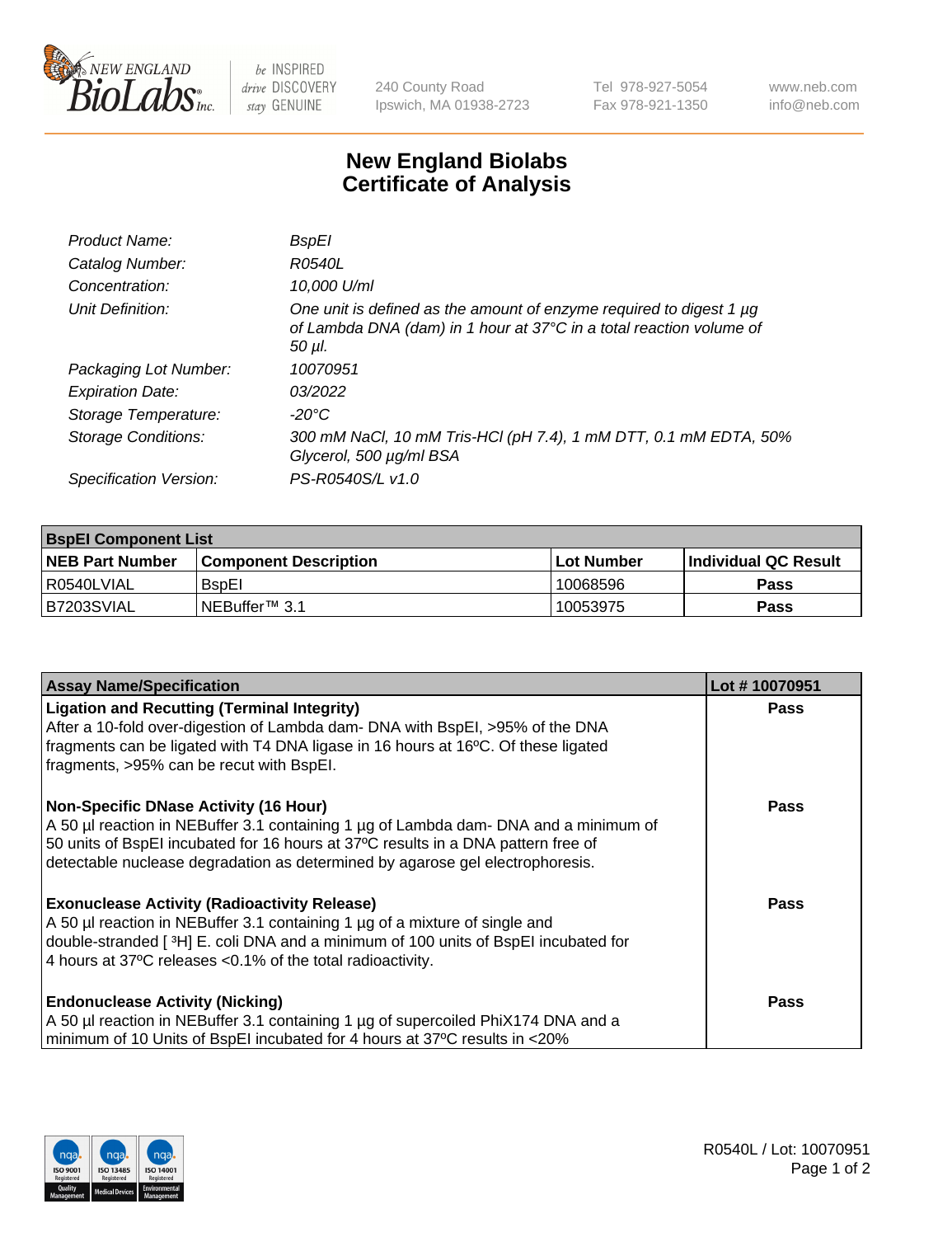# New England Biolabs
## Certificate of Analysis

| | |
|---|---|
| *Product Name:* | *BspEI* |
| *Catalog Number:* | *R0540L* |
| *Concentration:* | *10,000 U/ml* |
| *Unit Definition:* | *One unit is defined as the amount of enzyme required to digest 1 µg of Lambda DNA (dam) in 1 hour at 37°C in a total reaction volume of 50 µl.* |
| *Packaging Lot Number:* | *10070951* |
| *Expiration Date:* | *03/2022* |
| *Storage Temperature:* | *-20°C* |
| *Storage Conditions:* | *300 mM NaCl, 10 mM Tris-HCl (pH 7.4), 1 mM DTT, 0.1 mM EDTA, 50% Glycerol, 500 µg/ml BSA* |
| *Specification Version:* | *PS-R0540S/L v1.0* |

| **BspEI Component List** | | | |
|---|---|---|---|
| **NEB Part Number** | **Component Description** | **Lot Number** | **Individual QC Result** |
| R0540LVIAL | BspEI | 10068596 | **Pass** |
| B7203SVIAL | NEBuffer™ 3.1 | 10053975 | **Pass** |

| **Assay Name/Specification** | **Lot # 10070951** |
|---|---|
| **Ligation and Recutting (Terminal Integrity)** After a 10-fold over-digestion of Lambda dam- DNA with BspEI, >95% of the DNA fragments can be ligated with T4 DNA ligase in 16 hours at 16ºC. Of these ligated fragments, >95% can be recut with BspEI. | **Pass** |
| **Non-Specific DNase Activity (16 Hour)** A 50 µl reaction in NEBuffer 3.1 containing 1 µg of Lambda dam- DNA and a minimum of 50 units of BspEI incubated for 16 hours at 37ºC results in a DNA pattern free of detectable nuclease degradation as determined by agarose gel electrophoresis. | **Pass** |
| **Exonuclease Activity (Radioactivity Release)** A 50 µl reaction in NEBuffer 3.1 containing 1 µg of a mixture of single and double-stranded [ $^3$H] E. coli DNA and a minimum of 100 units of BspEI incubated for 4 hours at 37ºC releases <0.1% of the total radioactivity. | **Pass** |
| **Endonuclease Activity (Nicking)** A 50 µl reaction in NEBuffer 3.1 containing 1 µg of supercoiled PhiX174 DNA and a minimum of 10 Units of BspEI incubated for 4 hours at 37ºC results in <20% | **Pass** |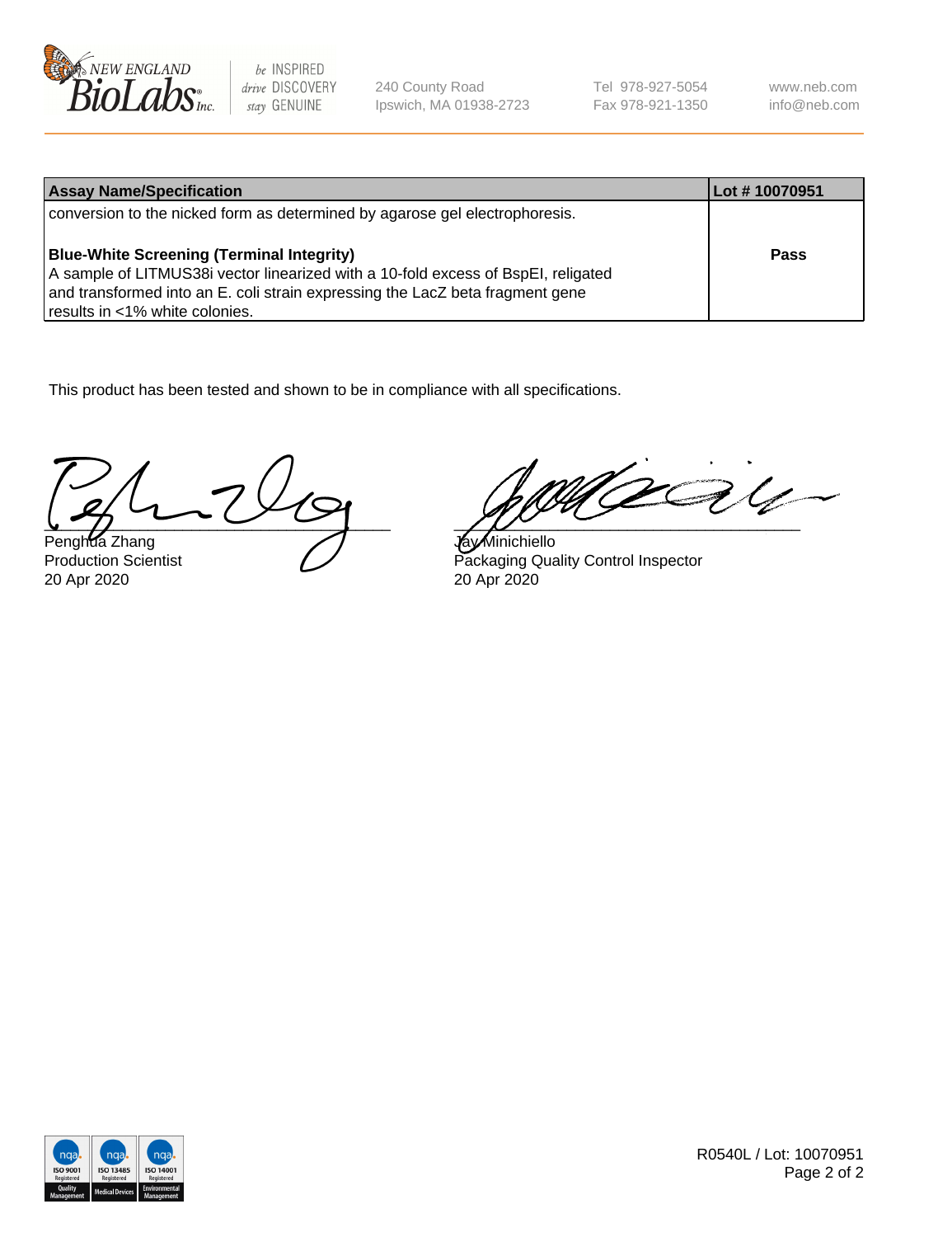| Assay Name/Specification | Lot # 10070951 |
| --- | --- |
| conversion to the nicked form as determined by agarose gel electrophoresis. | |
| **Blue-White Screening (Terminal Integrity)**<br>A sample of LITMUS38i vector linearized with a 10-fold excess of BspEI, religated and transformed into an E. coli strain expressing the LacZ beta fragment gene results in <1% white colonies. | **Pass** |

This product has been tested and shown to be in compliance with all specifications.

Penghua Zhang
Production Scientist
20 Apr 2020

Jay Minichiello
Packaging Quality Control Inspector
20 Apr 2020

R0540L / Lot: 10070951